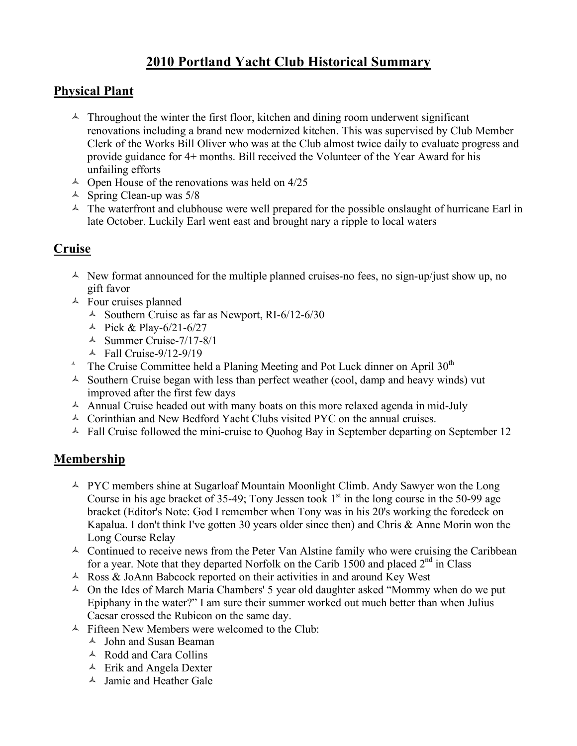# 2010 Portland Yacht Club Historical Summary

## Physical Plant

- Throughout the winter the first floor, kitchen and dining room underwent significant renovations including a brand new modernized kitchen. This was supervised by Club Member Clerk of the Works Bill Oliver who was at the Club almost twice daily to evaluate progress and provide guidance for 4+ months. Bill received the Volunteer of the Year Award for his unfailing efforts
- Open House of the renovations was held on 4/25
- Spring Clean-up was 5/8
- The waterfront and clubhouse were well prepared for the possible onslaught of hurricane Earl in late October. Luckily Earl went east and brought nary a ripple to local waters

## Cruise

- New format announced for the multiple planned cruises-no fees, no sign-up/just show up, no gift favor
- Four cruises planned
  - Southern Cruise as far as Newport, RI-6/12-6/30
  - Pick & Play-6/21-6/27
  - Summer Cruise-7/17-8/1
  - Fall Cruise-9/12-9/19
- The Cruise Committee held a Planing Meeting and Pot Luck dinner on April 30th
- Southern Cruise began with less than perfect weather (cool, damp and heavy winds) vut improved after the first few days
- Annual Cruise headed out with many boats on this more relaxed agenda in mid-July
- Corinthian and New Bedford Yacht Clubs visited PYC on the annual cruises.
- Fall Cruise followed the mini-cruise to Quohog Bay in September departing on September 12

## Membership

- PYC members shine at Sugarloaf Mountain Moonlight Climb. Andy Sawyer won the Long Course in his age bracket of 35-49; Tony Jessen took 1st in the long course in the 50-99 age bracket (Editor's Note: God I remember when Tony was in his 20's working the foredeck on Kapalua. I don't think I've gotten 30 years older since then) and Chris & Anne Morin won the Long Course Relay
- Continued to receive news from the Peter Van Alstine family who were cruising the Caribbean for a year. Note that they departed Norfolk on the Carib 1500 and placed 2nd in Class
- Ross & JoAnn Babcock reported on their activities in and around Key West
- On the Ides of March Maria Chambers' 5 year old daughter asked "Mommy when do we put Epiphany in the water?" I am sure their summer worked out much better than when Julius Caesar crossed the Rubicon on the same day.
- Fifteen New Members were welcomed to the Club:
  - John and Susan Beaman
  - Rodd and Cara Collins
  - Erik and Angela Dexter
  - Jamie and Heather Gale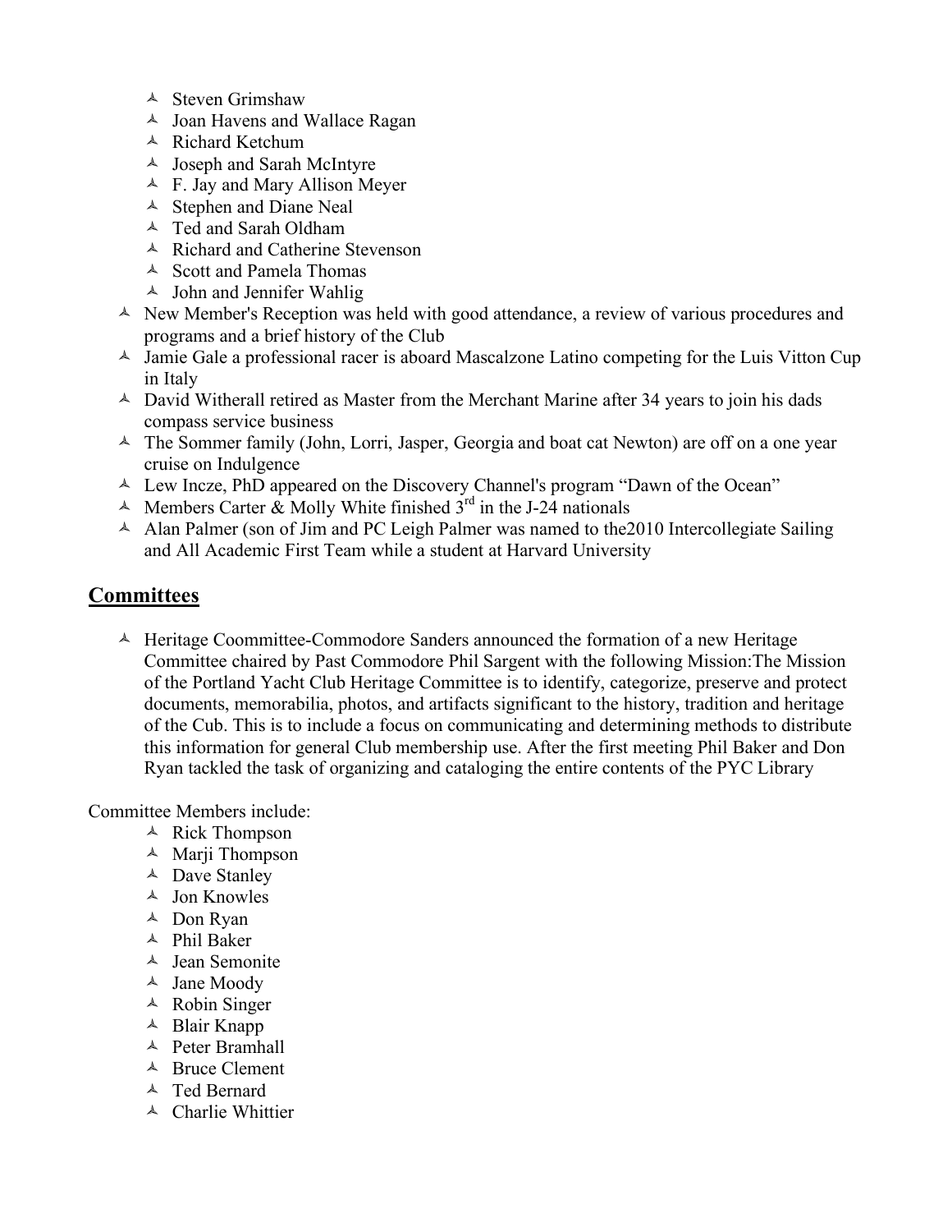- Steven Grimshaw
  - Joan Havens and Wallace Ragan
  - Richard Ketchum
  - Joseph and Sarah McIntyre
  - F. Jay and Mary Allison Meyer
  - Stephen and Diane Neal
  - Ted and Sarah Oldham
  - Richard and Catherine Stevenson
  - Scott and Pamela Thomas
  - John and Jennifer Wahlig
- New Member's Reception was held with good attendance, a review of various procedures and programs and a brief history of the Club
- Jamie Gale a professional racer is aboard Mascalzone Latino competing for the Luis Vitton Cup in Italy
- David Witherall retired as Master from the Merchant Marine after 34 years to join his dads compass service business
- The Sommer family (John, Lorri, Jasper, Georgia and boat cat Newton) are off on a one year cruise on Indulgence
- Lew Incze, PhD appeared on the Discovery Channel's program "Dawn of the Ocean"
- Members Carter & Molly White finished 3rd in the J-24 nationals
- Alan Palmer (son of Jim and PC Leigh Palmer was named to the2010 Intercollegiate Sailing and All Academic First Team while a student at Harvard University

## Committees

- Heritage Coommittee-Commodore Sanders announced the formation of a new Heritage Committee chaired by Past Commodore Phil Sargent with the following Mission:The Mission of the Portland Yacht Club Heritage Committee is to identify, categorize, preserve and protect documents, memorabilia, photos, and artifacts significant to the history, tradition and heritage of the Cub. This is to include a focus on communicating and determining methods to distribute this information for general Club membership use. After the first meeting Phil Baker and Don Ryan tackled the task of organizing and cataloging the entire contents of the PYC Library

Committee Members include:

- Rick Thompson
- Marji Thompson
- Dave Stanley
- Jon Knowles
- Don Ryan
- Phil Baker
- Jean Semonite
- Jane Moody
- Robin Singer
- Blair Knapp
- Peter Bramhall
- Bruce Clement
- Ted Bernard
- Charlie Whittier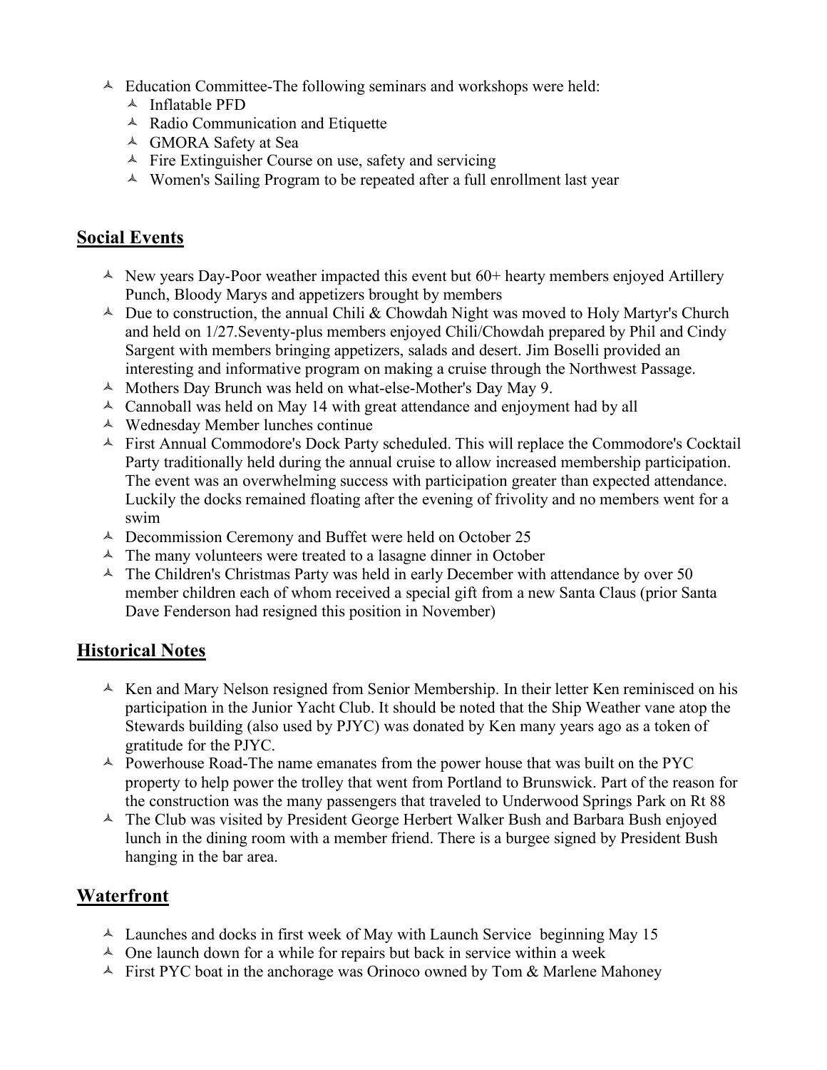- Education Committee-The following seminars and workshops were held:
  - Inflatable PFD
  - Radio Communication and Etiquette
  - GMORA Safety at Sea
  - Fire Extinguisher Course on use, safety and servicing
  - Women's Sailing Program to be repeated after a full enrollment last year

## Social Events

- New years Day-Poor weather impacted this event but 60+ hearty members enjoyed Artillery Punch, Bloody Marys and appetizers brought by members
- Due to construction, the annual Chili & Chowdah Night was moved to Holy Martyr's Church and held on 1/27.Seventy-plus members enjoyed Chili/Chowdah prepared by Phil and Cindy Sargent with members bringing appetizers, salads and desert. Jim Boselli provided an interesting and informative program on making a cruise through the Northwest Passage.
- Mothers Day Brunch was held on what-else-Mother's Day May 9.
- Cannoball was held on May 14 with great attendance and enjoyment had by all
- Wednesday Member lunches continue
- First Annual Commodore's Dock Party scheduled. This will replace the Commodore's Cocktail Party traditionally held during the annual cruise to allow increased membership participation. The event was an overwhelming success with participation greater than expected attendance. Luckily the docks remained floating after the evening of frivolity and no members went for a swim
- Decommission Ceremony and Buffet were held on October 25
- The many volunteers were treated to a lasagne dinner in October
- The Children's Christmas Party was held in early December with attendance by over 50 member children each of whom received a special gift from a new Santa Claus (prior Santa Dave Fenderson had resigned this position in November)

## Historical Notes

- Ken and Mary Nelson resigned from Senior Membership. In their letter Ken reminisced on his participation in the Junior Yacht Club. It should be noted that the Ship Weather vane atop the Stewards building (also used by PJYC) was donated by Ken many years ago as a token of gratitude for the PJYC.
- Powerhouse Road-The name emanates from the power house that was built on the PYC property to help power the trolley that went from Portland to Brunswick. Part of the reason for the construction was the many passengers that traveled to Underwood Springs Park on Rt 88
- The Club was visited by President George Herbert Walker Bush and Barbara Bush enjoyed lunch in the dining room with a member friend. There is a burgee signed by President Bush hanging in the bar area.

## Waterfront

- Launches and docks in first week of May with Launch Service beginning May 15
- One launch down for a while for repairs but back in service within a week
- First PYC boat in the anchorage was Orinoco owned by Tom & Marlene Mahoney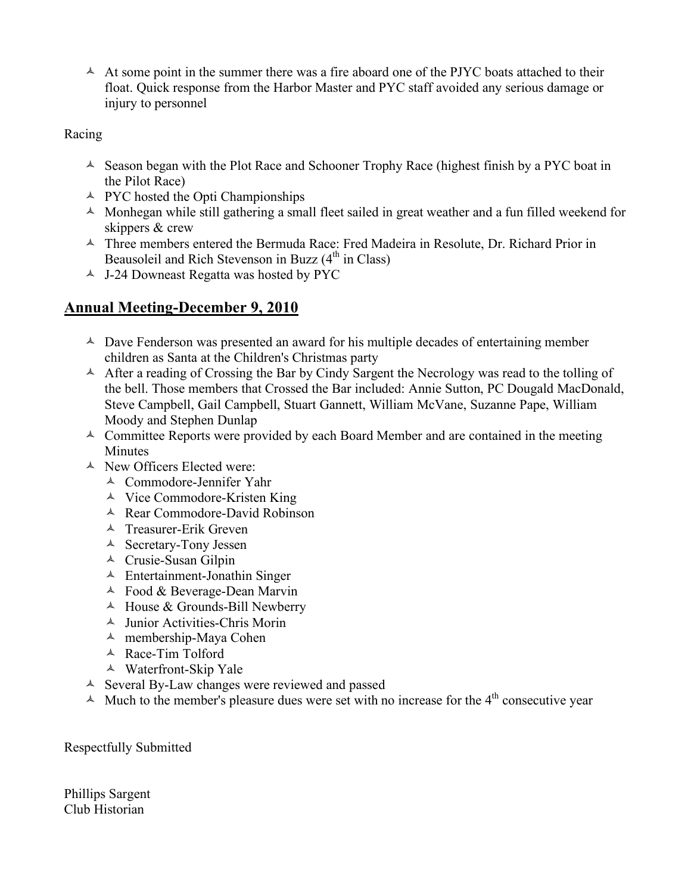- At some point in the summer there was a fire aboard one of the PJYC boats attached to their float. Quick response from the Harbor Master and PYC staff avoided any serious damage or injury to personnel

Racing

- Season began with the Plot Race and Schooner Trophy Race (highest finish by a PYC boat in the Pilot Race)
- PYC hosted the Opti Championships
- Monhegan while still gathering a small fleet sailed in great weather and a fun filled weekend for skippers & crew
- Three members entered the Bermuda Race: Fred Madeira in Resolute, Dr. Richard Prior in Beausoleil and Rich Stevenson in Buzz (4th in Class)
- J-24 Downeast Regatta was hosted by PYC

## Annual Meeting-December 9, 2010

- Dave Fenderson was presented an award for his multiple decades of entertaining member children as Santa at the Children's Christmas party
- After a reading of Crossing the Bar by Cindy Sargent the Necrology was read to the tolling of the bell. Those members that Crossed the Bar included: Annie Sutton, PC Dougald MacDonald, Steve Campbell, Gail Campbell, Stuart Gannett, William McVane, Suzanne Pape, William Moody and Stephen Dunlap
- Committee Reports were provided by each Board Member and are contained in the meeting Minutes
- New Officers Elected were:
  - Commodore-Jennifer Yahr
  - Vice Commodore-Kristen King
  - Rear Commodore-David Robinson
  - Treasurer-Erik Greven
  - Secretary-Tony Jessen
  - Crusie-Susan Gilpin
  - Entertainment-Jonathin Singer
  - Food & Beverage-Dean Marvin
  - House & Grounds-Bill Newberry
  - Junior Activities-Chris Morin
  - membership-Maya Cohen
  - Race-Tim Tolford
  - Waterfront-Skip Yale
- Several By-Law changes were reviewed and passed
- Much to the member's pleasure dues were set with no increase for the 4th consecutive year

Respectfully Submitted

Phillips Sargent
Club Historian